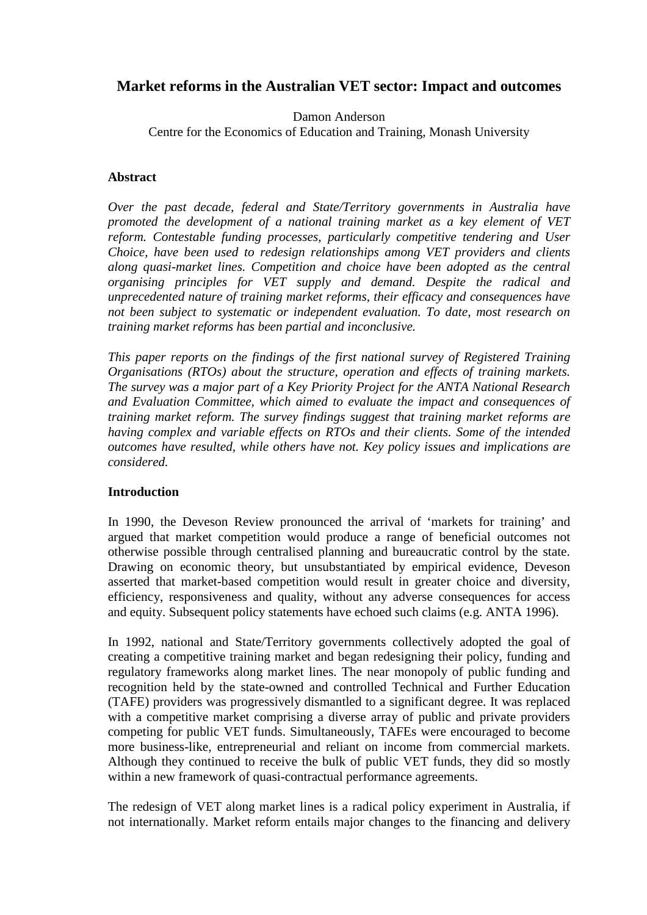# Market reforms in the Australian VET sector: Impact and outcomes

Damon Anderson
Centre for the Economics of Education and Training, Monash University

## Abstract

*Over the past decade, federal and State/Territory governments in Australia have promoted the development of a national training market as a key element of VET reform. Contestable funding processes, particularly competitive tendering and User Choice, have been used to redesign relationships among VET providers and clients along quasi-market lines. Competition and choice have been adopted as the central organising principles for VET supply and demand. Despite the radical and unprecedented nature of training market reforms, their efficacy and consequences have not been subject to systematic or independent evaluation. To date, most research on training market reforms has been partial and inconclusive.*

*This paper reports on the findings of the first national survey of Registered Training Organisations (RTOs) about the structure, operation and effects of training markets. The survey was a major part of a Key Priority Project for the ANTA National Research and Evaluation Committee, which aimed to evaluate the impact and consequences of training market reform. The survey findings suggest that training market reforms are having complex and variable effects on RTOs and their clients. Some of the intended outcomes have resulted, while others have not. Key policy issues and implications are considered.*

## Introduction

In 1990, the Deveson Review pronounced the arrival of 'markets for training' and argued that market competition would produce a range of beneficial outcomes not otherwise possible through centralised planning and bureaucratic control by the state. Drawing on economic theory, but unsubstantiated by empirical evidence, Deveson asserted that market-based competition would result in greater choice and diversity, efficiency, responsiveness and quality, without any adverse consequences for access and equity. Subsequent policy statements have echoed such claims (e.g. ANTA 1996).

In 1992, national and State/Territory governments collectively adopted the goal of creating a competitive training market and began redesigning their policy, funding and regulatory frameworks along market lines. The near monopoly of public funding and recognition held by the state-owned and controlled Technical and Further Education (TAFE) providers was progressively dismantled to a significant degree. It was replaced with a competitive market comprising a diverse array of public and private providers competing for public VET funds. Simultaneously, TAFEs were encouraged to become more business-like, entrepreneurial and reliant on income from commercial markets. Although they continued to receive the bulk of public VET funds, they did so mostly within a new framework of quasi-contractual performance agreements.

The redesign of VET along market lines is a radical policy experiment in Australia, if not internationally. Market reform entails major changes to the financing and delivery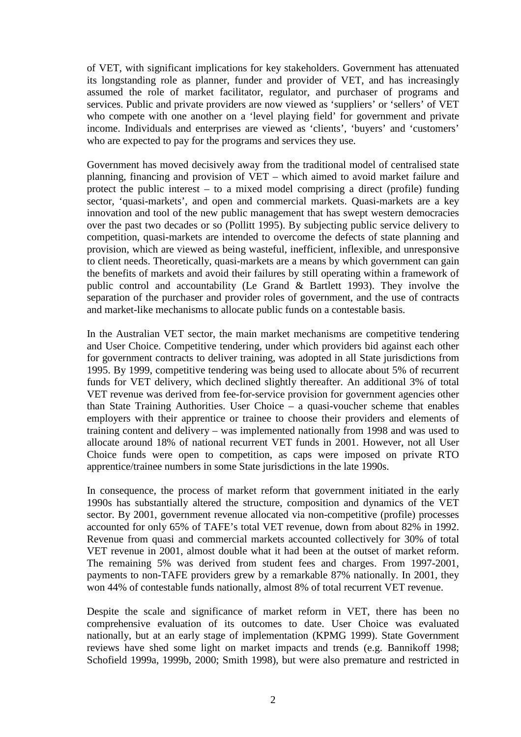of VET, with significant implications for key stakeholders. Government has attenuated its longstanding role as planner, funder and provider of VET, and has increasingly assumed the role of market facilitator, regulator, and purchaser of programs and services. Public and private providers are now viewed as 'suppliers' or 'sellers' of VET who compete with one another on a 'level playing field' for government and private income. Individuals and enterprises are viewed as 'clients', 'buyers' and 'customers' who are expected to pay for the programs and services they use.

Government has moved decisively away from the traditional model of centralised state planning, financing and provision of VET – which aimed to avoid market failure and protect the public interest – to a mixed model comprising a direct (profile) funding sector, 'quasi-markets', and open and commercial markets. Quasi-markets are a key innovation and tool of the new public management that has swept western democracies over the past two decades or so (Pollitt 1995). By subjecting public service delivery to competition, quasi-markets are intended to overcome the defects of state planning and provision, which are viewed as being wasteful, inefficient, inflexible, and unresponsive to client needs. Theoretically, quasi-markets are a means by which government can gain the benefits of markets and avoid their failures by still operating within a framework of public control and accountability (Le Grand & Bartlett 1993). They involve the separation of the purchaser and provider roles of government, and the use of contracts and market-like mechanisms to allocate public funds on a contestable basis.

In the Australian VET sector, the main market mechanisms are competitive tendering and User Choice. Competitive tendering, under which providers bid against each other for government contracts to deliver training, was adopted in all State jurisdictions from 1995. By 1999, competitive tendering was being used to allocate about 5% of recurrent funds for VET delivery, which declined slightly thereafter. An additional 3% of total VET revenue was derived from fee-for-service provision for government agencies other than State Training Authorities. User Choice – a quasi-voucher scheme that enables employers with their apprentice or trainee to choose their providers and elements of training content and delivery – was implemented nationally from 1998 and was used to allocate around 18% of national recurrent VET funds in 2001. However, not all User Choice funds were open to competition, as caps were imposed on private RTO apprentice/trainee numbers in some State jurisdictions in the late 1990s.

In consequence, the process of market reform that government initiated in the early 1990s has substantially altered the structure, composition and dynamics of the VET sector. By 2001, government revenue allocated via non-competitive (profile) processes accounted for only 65% of TAFE's total VET revenue, down from about 82% in 1992. Revenue from quasi and commercial markets accounted collectively for 30% of total VET revenue in 2001, almost double what it had been at the outset of market reform. The remaining 5% was derived from student fees and charges. From 1997-2001, payments to non-TAFE providers grew by a remarkable 87% nationally. In 2001, they won 44% of contestable funds nationally, almost 8% of total recurrent VET revenue.

Despite the scale and significance of market reform in VET, there has been no comprehensive evaluation of its outcomes to date. User Choice was evaluated nationally, but at an early stage of implementation (KPMG 1999). State Government reviews have shed some light on market impacts and trends (e.g. Bannikoff 1998; Schofield 1999a, 1999b, 2000; Smith 1998), but were also premature and restricted in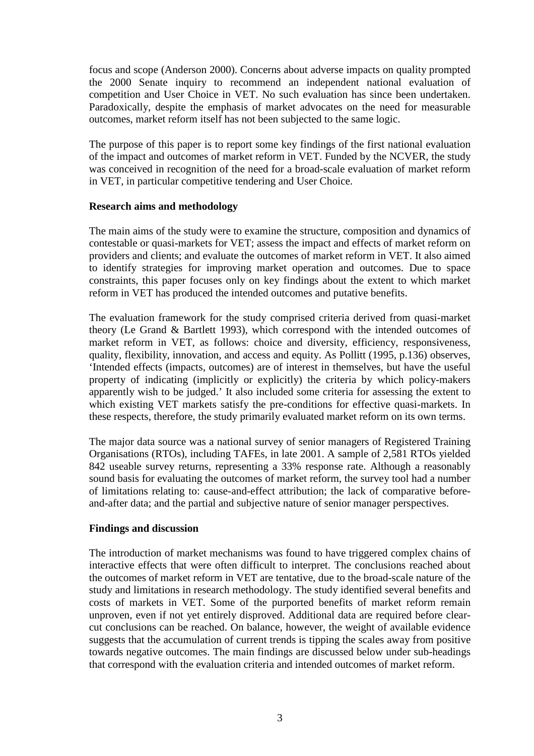focus and scope (Anderson 2000). Concerns about adverse impacts on quality prompted the 2000 Senate inquiry to recommend an independent national evaluation of competition and User Choice in VET. No such evaluation has since been undertaken. Paradoxically, despite the emphasis of market advocates on the need for measurable outcomes, market reform itself has not been subjected to the same logic.

The purpose of this paper is to report some key findings of the first national evaluation of the impact and outcomes of market reform in VET. Funded by the NCVER, the study was conceived in recognition of the need for a broad-scale evaluation of market reform in VET, in particular competitive tendering and User Choice.

**Research aims and methodology**

The main aims of the study were to examine the structure, composition and dynamics of contestable or quasi-markets for VET; assess the impact and effects of market reform on providers and clients; and evaluate the outcomes of market reform in VET. It also aimed to identify strategies for improving market operation and outcomes. Due to space constraints, this paper focuses only on key findings about the extent to which market reform in VET has produced the intended outcomes and putative benefits.

The evaluation framework for the study comprised criteria derived from quasi-market theory (Le Grand & Bartlett 1993), which correspond with the intended outcomes of market reform in VET, as follows: choice and diversity, efficiency, responsiveness, quality, flexibility, innovation, and access and equity. As Pollitt (1995, p.136) observes, 'Intended effects (impacts, outcomes) are of interest in themselves, but have the useful property of indicating (implicitly or explicitly) the criteria by which policy-makers apparently wish to be judged.' It also included some criteria for assessing the extent to which existing VET markets satisfy the pre-conditions for effective quasi-markets. In these respects, therefore, the study primarily evaluated market reform on its own terms.

The major data source was a national survey of senior managers of Registered Training Organisations (RTOs), including TAFEs, in late 2001. A sample of 2,581 RTOs yielded 842 useable survey returns, representing a 33% response rate. Although a reasonably sound basis for evaluating the outcomes of market reform, the survey tool had a number of limitations relating to: cause-and-effect attribution; the lack of comparative before-and-after data; and the partial and subjective nature of senior manager perspectives.

**Findings and discussion**

The introduction of market mechanisms was found to have triggered complex chains of interactive effects that were often difficult to interpret. The conclusions reached about the outcomes of market reform in VET are tentative, due to the broad-scale nature of the study and limitations in research methodology. The study identified several benefits and costs of markets in VET. Some of the purported benefits of market reform remain unproven, even if not yet entirely disproved. Additional data are required before clear-cut conclusions can be reached. On balance, however, the weight of available evidence suggests that the accumulation of current trends is tipping the scales away from positive towards negative outcomes. The main findings are discussed below under sub-headings that correspond with the evaluation criteria and intended outcomes of market reform.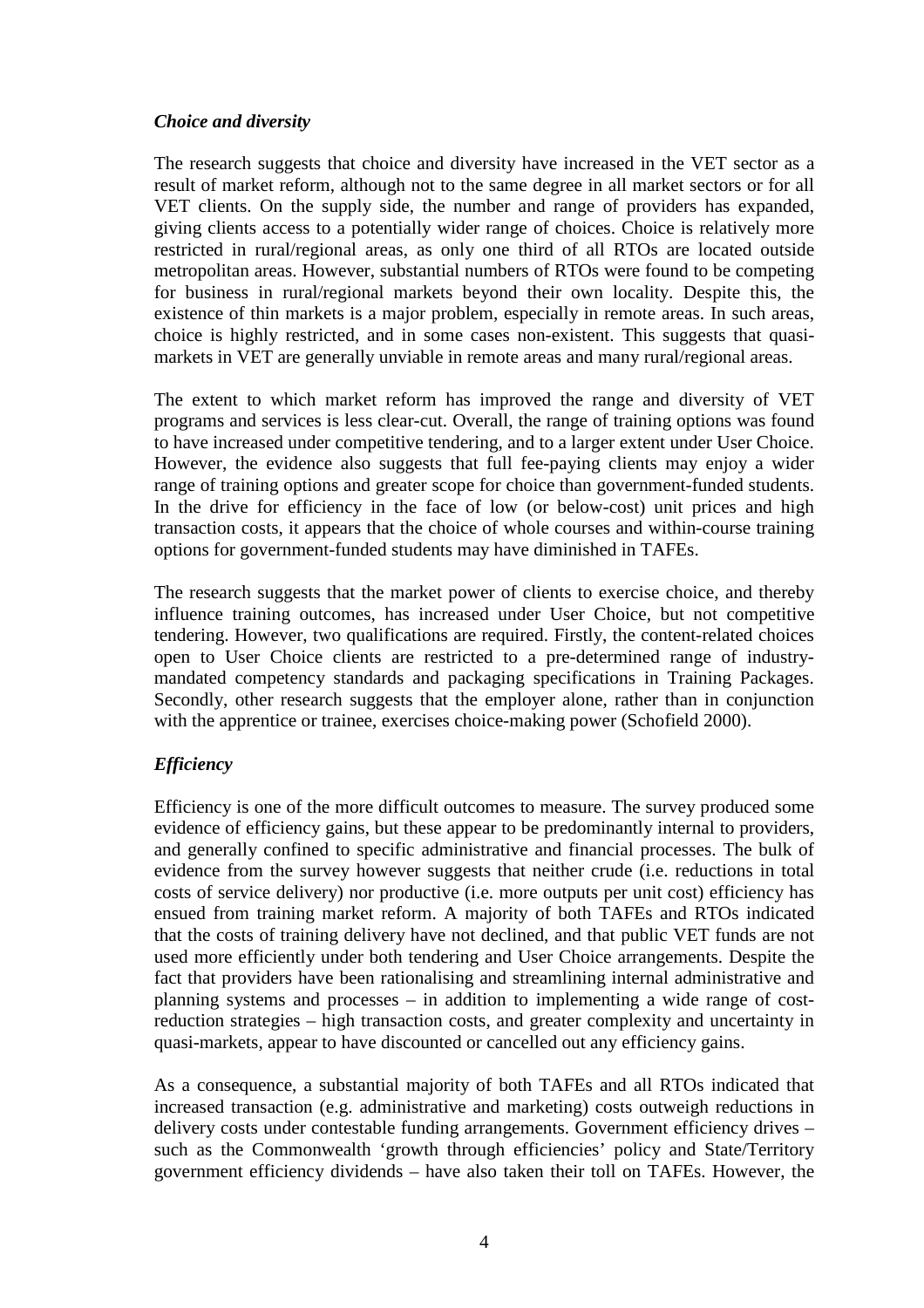### *Choice and diversity*

The research suggests that choice and diversity have increased in the VET sector as a result of market reform, although not to the same degree in all market sectors or for all VET clients. On the supply side, the number and range of providers has expanded, giving clients access to a potentially wider range of choices. Choice is relatively more restricted in rural/regional areas, as only one third of all RTOs are located outside metropolitan areas. However, substantial numbers of RTOs were found to be competing for business in rural/regional markets beyond their own locality. Despite this, the existence of thin markets is a major problem, especially in remote areas. In such areas, choice is highly restricted, and in some cases non-existent. This suggests that quasi-markets in VET are generally unviable in remote areas and many rural/regional areas.

The extent to which market reform has improved the range and diversity of VET programs and services is less clear-cut. Overall, the range of training options was found to have increased under competitive tendering, and to a larger extent under User Choice. However, the evidence also suggests that full fee-paying clients may enjoy a wider range of training options and greater scope for choice than government-funded students. In the drive for efficiency in the face of low (or below-cost) unit prices and high transaction costs, it appears that the choice of whole courses and within-course training options for government-funded students may have diminished in TAFEs.

The research suggests that the market power of clients to exercise choice, and thereby influence training outcomes, has increased under User Choice, but not competitive tendering. However, two qualifications are required. Firstly, the content-related choices open to User Choice clients are restricted to a pre-determined range of industry-mandated competency standards and packaging specifications in Training Packages. Secondly, other research suggests that the employer alone, rather than in conjunction with the apprentice or trainee, exercises choice-making power (Schofield 2000).

### *Efficiency*

Efficiency is one of the more difficult outcomes to measure. The survey produced some evidence of efficiency gains, but these appear to be predominantly internal to providers, and generally confined to specific administrative and financial processes. The bulk of evidence from the survey however suggests that neither crude (i.e. reductions in total costs of service delivery) nor productive (i.e. more outputs per unit cost) efficiency has ensued from training market reform. A majority of both TAFEs and RTOs indicated that the costs of training delivery have not declined, and that public VET funds are not used more efficiently under both tendering and User Choice arrangements. Despite the fact that providers have been rationalising and streamlining internal administrative and planning systems and processes – in addition to implementing a wide range of cost-reduction strategies – high transaction costs, and greater complexity and uncertainty in quasi-markets, appear to have discounted or cancelled out any efficiency gains.

As a consequence, a substantial majority of both TAFEs and all RTOs indicated that increased transaction (e.g. administrative and marketing) costs outweigh reductions in delivery costs under contestable funding arrangements. Government efficiency drives – such as the Commonwealth 'growth through efficiencies' policy and State/Territory government efficiency dividends – have also taken their toll on TAFEs. However, the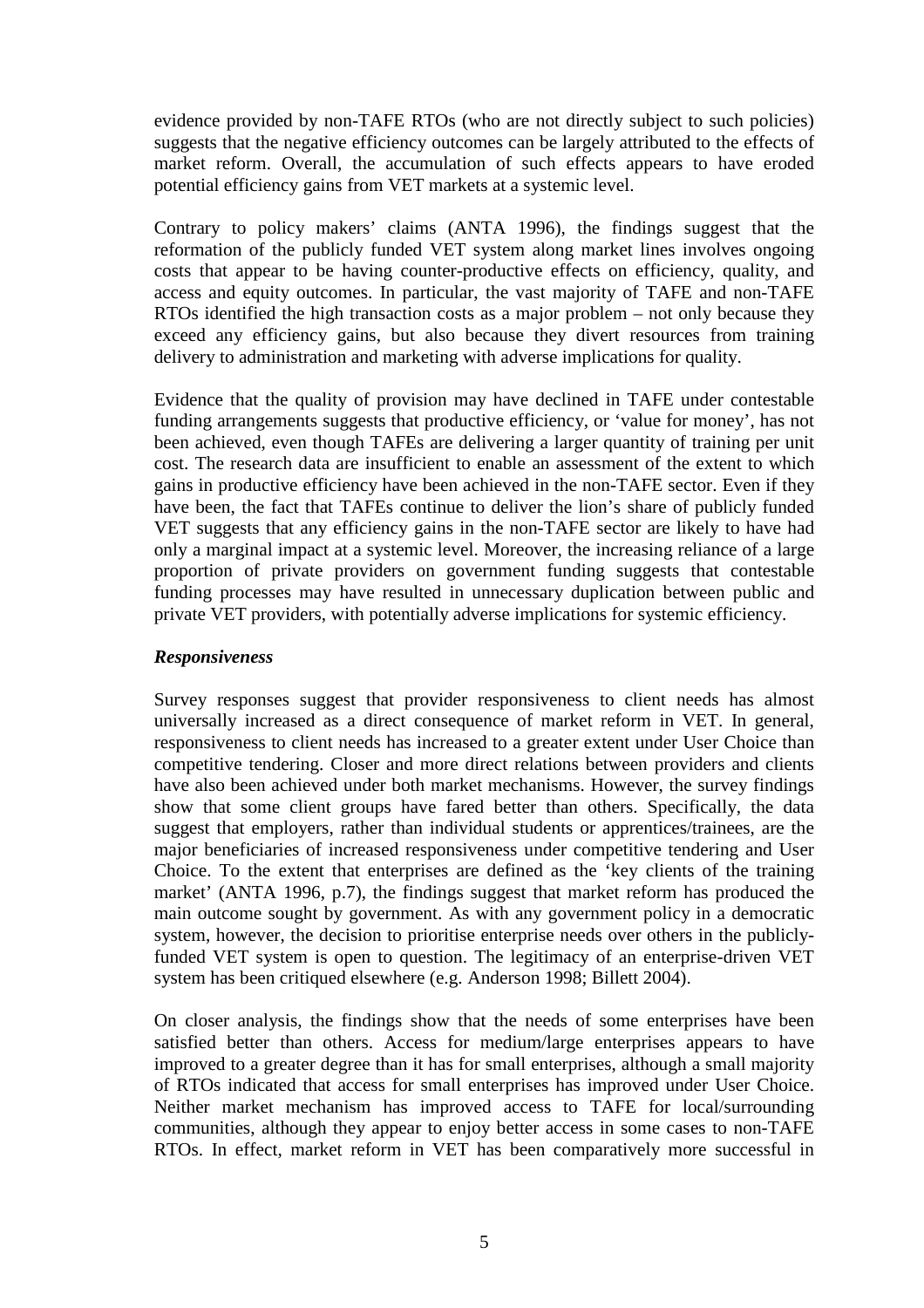evidence provided by non-TAFE RTOs (who are not directly subject to such policies) suggests that the negative efficiency outcomes can be largely attributed to the effects of market reform. Overall, the accumulation of such effects appears to have eroded potential efficiency gains from VET markets at a systemic level.

Contrary to policy makers' claims (ANTA 1996), the findings suggest that the reformation of the publicly funded VET system along market lines involves ongoing costs that appear to be having counter-productive effects on efficiency, quality, and access and equity outcomes. In particular, the vast majority of TAFE and non-TAFE RTOs identified the high transaction costs as a major problem – not only because they exceed any efficiency gains, but also because they divert resources from training delivery to administration and marketing with adverse implications for quality.

Evidence that the quality of provision may have declined in TAFE under contestable funding arrangements suggests that productive efficiency, or 'value for money', has not been achieved, even though TAFEs are delivering a larger quantity of training per unit cost. The research data are insufficient to enable an assessment of the extent to which gains in productive efficiency have been achieved in the non-TAFE sector. Even if they have been, the fact that TAFEs continue to deliver the lion's share of publicly funded VET suggests that any efficiency gains in the non-TAFE sector are likely to have had only a marginal impact at a systemic level. Moreover, the increasing reliance of a large proportion of private providers on government funding suggests that contestable funding processes may have resulted in unnecessary duplication between public and private VET providers, with potentially adverse implications for systemic efficiency.

### *Responsiveness*

Survey responses suggest that provider responsiveness to client needs has almost universally increased as a direct consequence of market reform in VET. In general, responsiveness to client needs has increased to a greater extent under User Choice than competitive tendering. Closer and more direct relations between providers and clients have also been achieved under both market mechanisms. However, the survey findings show that some client groups have fared better than others. Specifically, the data suggest that employers, rather than individual students or apprentices/trainees, are the major beneficiaries of increased responsiveness under competitive tendering and User Choice. To the extent that enterprises are defined as the 'key clients of the training market' (ANTA 1996, p.7), the findings suggest that market reform has produced the main outcome sought by government. As with any government policy in a democratic system, however, the decision to prioritise enterprise needs over others in the publicly-funded VET system is open to question. The legitimacy of an enterprise-driven VET system has been critiqued elsewhere (e.g. Anderson 1998; Billett 2004).

On closer analysis, the findings show that the needs of some enterprises have been satisfied better than others. Access for medium/large enterprises appears to have improved to a greater degree than it has for small enterprises, although a small majority of RTOs indicated that access for small enterprises has improved under User Choice. Neither market mechanism has improved access to TAFE for local/surrounding communities, although they appear to enjoy better access in some cases to non-TAFE RTOs. In effect, market reform in VET has been comparatively more successful in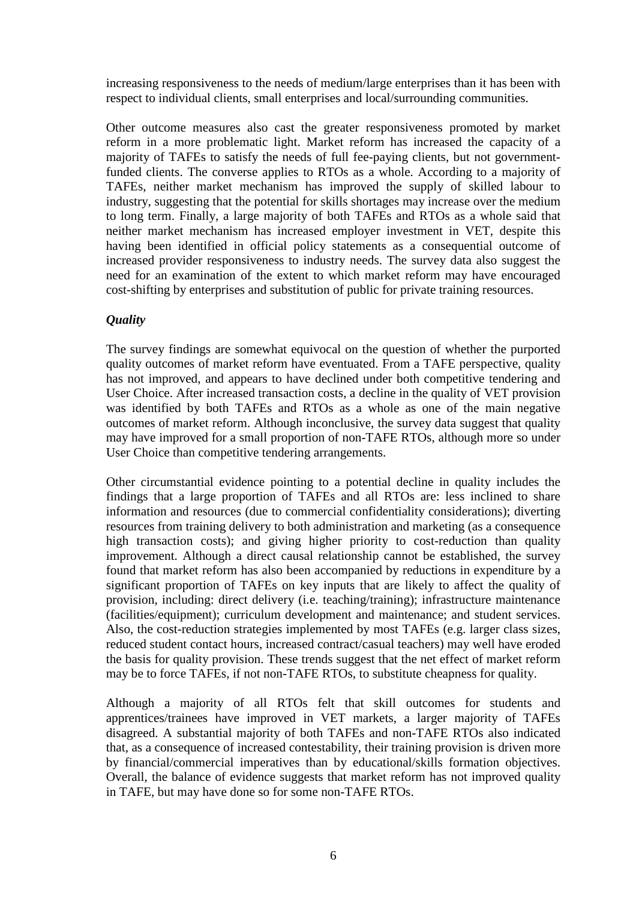increasing responsiveness to the needs of medium/large enterprises than it has been with respect to individual clients, small enterprises and local/surrounding communities.

Other outcome measures also cast the greater responsiveness promoted by market reform in a more problematic light. Market reform has increased the capacity of a majority of TAFEs to satisfy the needs of full fee-paying clients, but not government-funded clients. The converse applies to RTOs as a whole. According to a majority of TAFEs, neither market mechanism has improved the supply of skilled labour to industry, suggesting that the potential for skills shortages may increase over the medium to long term. Finally, a large majority of both TAFEs and RTOs as a whole said that neither market mechanism has increased employer investment in VET, despite this having been identified in official policy statements as a consequential outcome of increased provider responsiveness to industry needs. The survey data also suggest the need for an examination of the extent to which market reform may have encouraged cost-shifting by enterprises and substitution of public for private training resources.

***Quality***

The survey findings are somewhat equivocal on the question of whether the purported quality outcomes of market reform have eventuated. From a TAFE perspective, quality has not improved, and appears to have declined under both competitive tendering and User Choice. After increased transaction costs, a decline in the quality of VET provision was identified by both TAFEs and RTOs as a whole as one of the main negative outcomes of market reform. Although inconclusive, the survey data suggest that quality may have improved for a small proportion of non-TAFE RTOs, although more so under User Choice than competitive tendering arrangements.

Other circumstantial evidence pointing to a potential decline in quality includes the findings that a large proportion of TAFEs and all RTOs are: less inclined to share information and resources (due to commercial confidentiality considerations); diverting resources from training delivery to both administration and marketing (as a consequence high transaction costs); and giving higher priority to cost-reduction than quality improvement. Although a direct causal relationship cannot be established, the survey found that market reform has also been accompanied by reductions in expenditure by a significant proportion of TAFEs on key inputs that are likely to affect the quality of provision, including: direct delivery (i.e. teaching/training); infrastructure maintenance (facilities/equipment); curriculum development and maintenance; and student services. Also, the cost-reduction strategies implemented by most TAFEs (e.g. larger class sizes, reduced student contact hours, increased contract/casual teachers) may well have eroded the basis for quality provision. These trends suggest that the net effect of market reform may be to force TAFEs, if not non-TAFE RTOs, to substitute cheapness for quality.

Although a majority of all RTOs felt that skill outcomes for students and apprentices/trainees have improved in VET markets, a larger majority of TAFEs disagreed. A substantial majority of both TAFEs and non-TAFE RTOs also indicated that, as a consequence of increased contestability, their training provision is driven more by financial/commercial imperatives than by educational/skills formation objectives. Overall, the balance of evidence suggests that market reform has not improved quality in TAFE, but may have done so for some non-TAFE RTOs.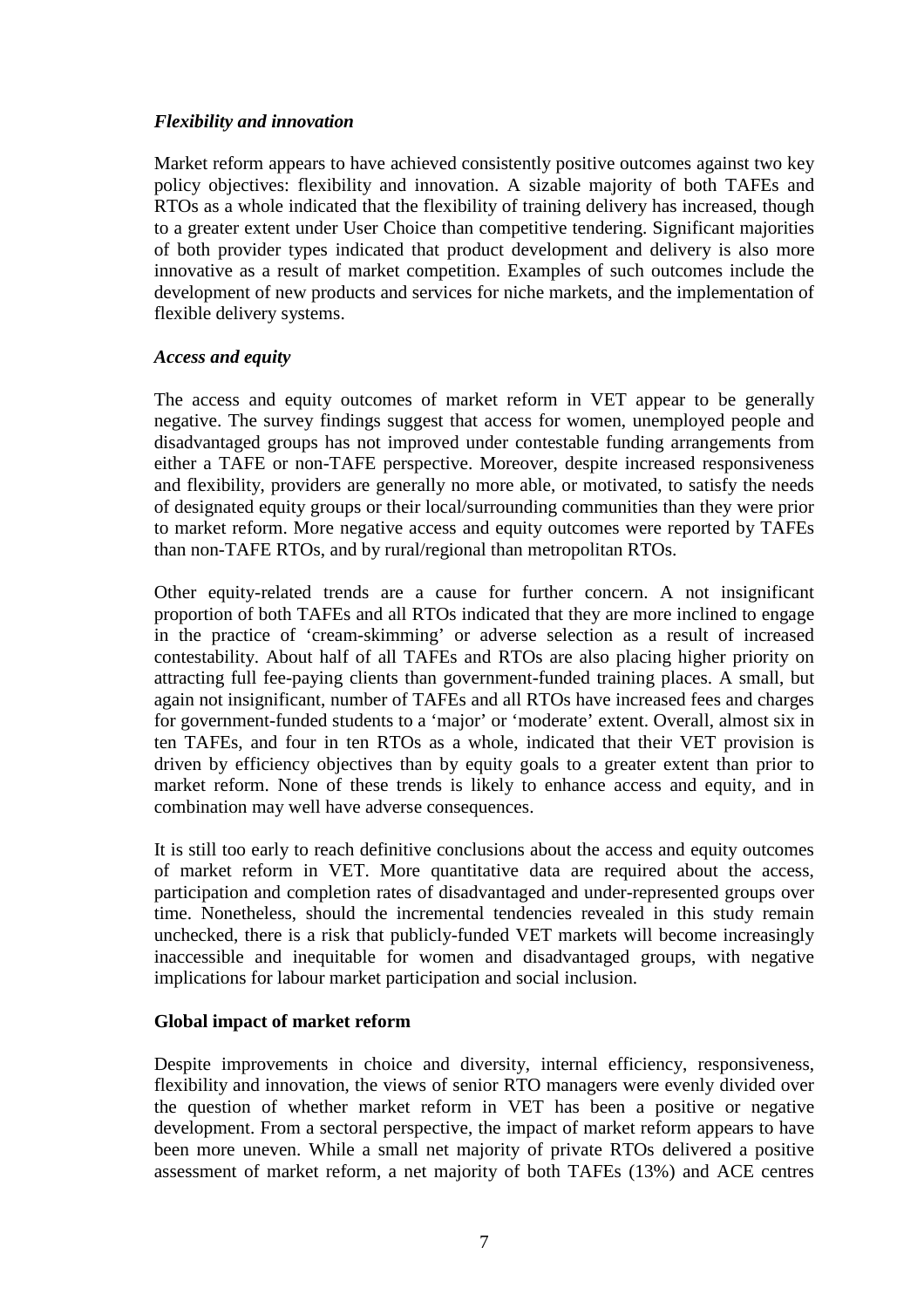### *Flexibility and innovation*

Market reform appears to have achieved consistently positive outcomes against two key policy objectives: flexibility and innovation. A sizable majority of both TAFEs and RTOs as a whole indicated that the flexibility of training delivery has increased, though to a greater extent under User Choice than competitive tendering. Significant majorities of both provider types indicated that product development and delivery is also more innovative as a result of market competition. Examples of such outcomes include the development of new products and services for niche markets, and the implementation of flexible delivery systems.

### *Access and equity*

The access and equity outcomes of market reform in VET appear to be generally negative. The survey findings suggest that access for women, unemployed people and disadvantaged groups has not improved under contestable funding arrangements from either a TAFE or non-TAFE perspective. Moreover, despite increased responsiveness and flexibility, providers are generally no more able, or motivated, to satisfy the needs of designated equity groups or their local/surrounding communities than they were prior to market reform. More negative access and equity outcomes were reported by TAFEs than non-TAFE RTOs, and by rural/regional than metropolitan RTOs.

Other equity-related trends are a cause for further concern. A not insignificant proportion of both TAFEs and all RTOs indicated that they are more inclined to engage in the practice of 'cream-skimming' or adverse selection as a result of increased contestability. About half of all TAFEs and RTOs are also placing higher priority on attracting full fee-paying clients than government-funded training places. A small, but again not insignificant, number of TAFEs and all RTOs have increased fees and charges for government-funded students to a 'major' or 'moderate' extent. Overall, almost six in ten TAFEs, and four in ten RTOs as a whole, indicated that their VET provision is driven by efficiency objectives than by equity goals to a greater extent than prior to market reform. None of these trends is likely to enhance access and equity, and in combination may well have adverse consequences.

It is still too early to reach definitive conclusions about the access and equity outcomes of market reform in VET. More quantitative data are required about the access, participation and completion rates of disadvantaged and under-represented groups over time. Nonetheless, should the incremental tendencies revealed in this study remain unchecked, there is a risk that publicly-funded VET markets will become increasingly inaccessible and inequitable for women and disadvantaged groups, with negative implications for labour market participation and social inclusion.

## Global impact of market reform

Despite improvements in choice and diversity, internal efficiency, responsiveness, flexibility and innovation, the views of senior RTO managers were evenly divided over the question of whether market reform in VET has been a positive or negative development. From a sectoral perspective, the impact of market reform appears to have been more uneven. While a small net majority of private RTOs delivered a positive assessment of market reform, a net majority of both TAFEs (13%) and ACE centres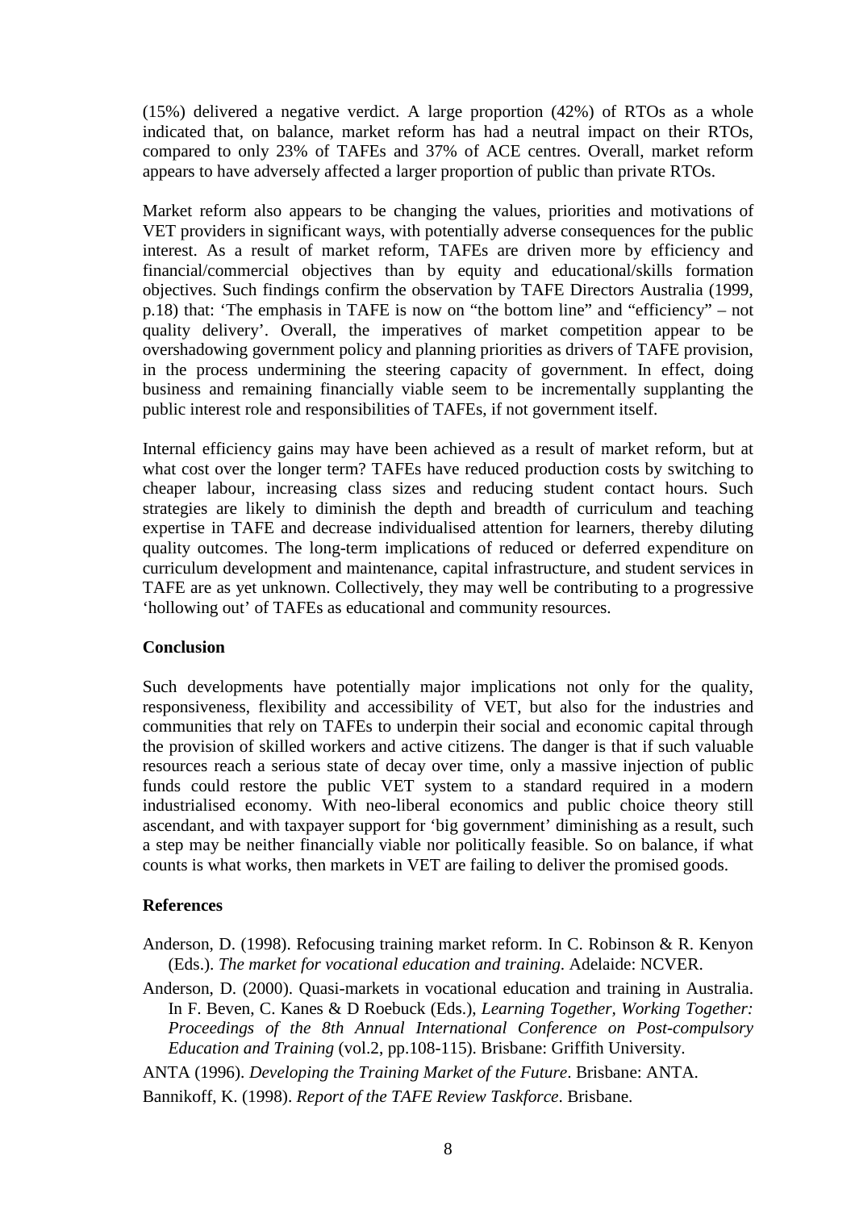(15%) delivered a negative verdict. A large proportion (42%) of RTOs as a whole indicated that, on balance, market reform has had a neutral impact on their RTOs, compared to only 23% of TAFEs and 37% of ACE centres. Overall, market reform appears to have adversely affected a larger proportion of public than private RTOs.

Market reform also appears to be changing the values, priorities and motivations of VET providers in significant ways, with potentially adverse consequences for the public interest. As a result of market reform, TAFEs are driven more by efficiency and financial/commercial objectives than by equity and educational/skills formation objectives. Such findings confirm the observation by TAFE Directors Australia (1999, p.18) that: 'The emphasis in TAFE is now on "the bottom line" and "efficiency" – not quality delivery'. Overall, the imperatives of market competition appear to be overshadowing government policy and planning priorities as drivers of TAFE provision, in the process undermining the steering capacity of government. In effect, doing business and remaining financially viable seem to be incrementally supplanting the public interest role and responsibilities of TAFEs, if not government itself.

Internal efficiency gains may have been achieved as a result of market reform, but at what cost over the longer term? TAFEs have reduced production costs by switching to cheaper labour, increasing class sizes and reducing student contact hours. Such strategies are likely to diminish the depth and breadth of curriculum and teaching expertise in TAFE and decrease individualised attention for learners, thereby diluting quality outcomes. The long-term implications of reduced or deferred expenditure on curriculum development and maintenance, capital infrastructure, and student services in TAFE are as yet unknown. Collectively, they may well be contributing to a progressive 'hollowing out' of TAFEs as educational and community resources.

## Conclusion

Such developments have potentially major implications not only for the quality, responsiveness, flexibility and accessibility of VET, but also for the industries and communities that rely on TAFEs to underpin their social and economic capital through the provision of skilled workers and active citizens. The danger is that if such valuable resources reach a serious state of decay over time, only a massive injection of public funds could restore the public VET system to a standard required in a modern industrialised economy. With neo-liberal economics and public choice theory still ascendant, and with taxpayer support for 'big government' diminishing as a result, such a step may be neither financially viable nor politically feasible. So on balance, if what counts is what works, then markets in VET are failing to deliver the promised goods.

## References

Anderson, D. (1998). Refocusing training market reform. In C. Robinson & R. Kenyon (Eds.). *The market for vocational education and training.* Adelaide: NCVER.

Anderson, D. (2000). Quasi-markets in vocational education and training in Australia. In F. Beven, C. Kanes & D Roebuck (Eds.), *Learning Together, Working Together: Proceedings of the 8th Annual International Conference on Post-compulsory Education and Training* (vol.2, pp.108-115). Brisbane: Griffith University.

ANTA (1996). *Developing the Training Market of the Future*. Brisbane: ANTA.

Bannikoff, K. (1998). *Report of the TAFE Review Taskforce*. Brisbane.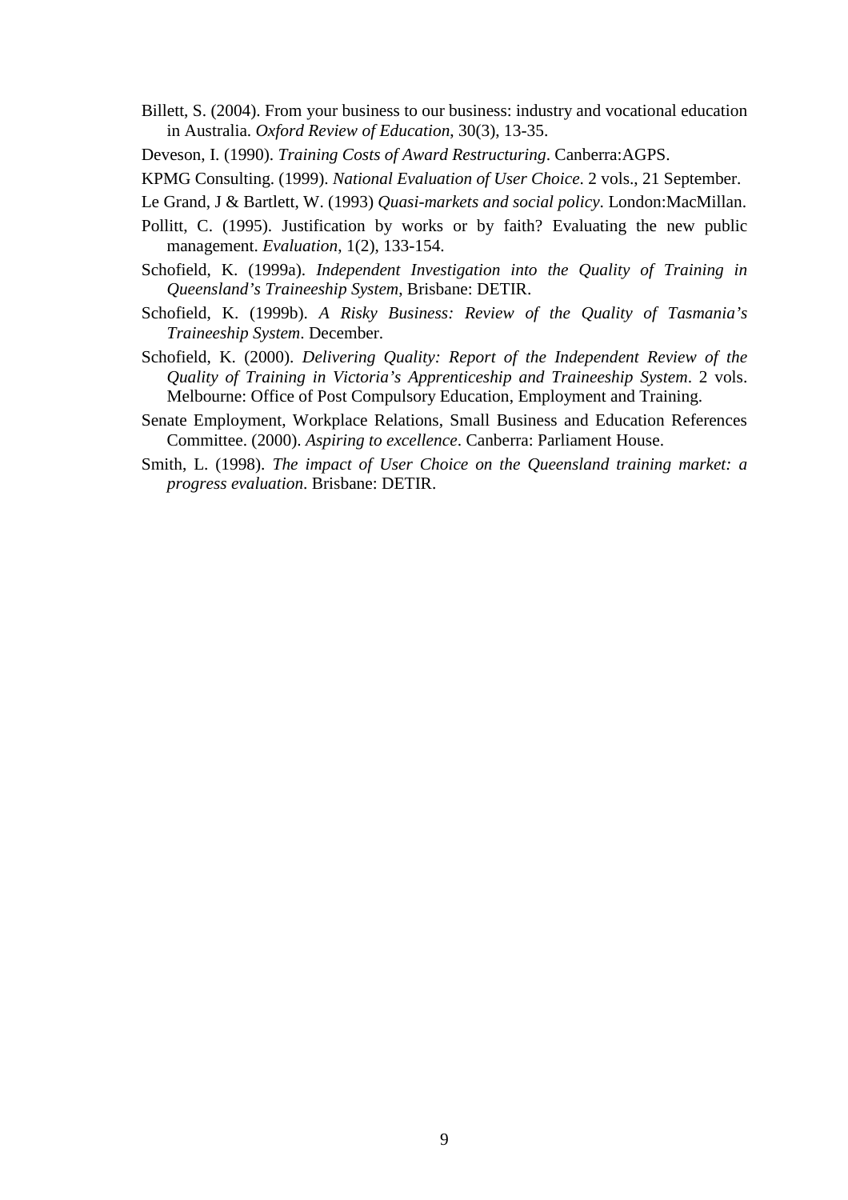Billett, S. (2004). From your business to our business: industry and vocational education in Australia. *Oxford Review of Education*, 30(3), 13-35.

Deveson, I. (1990). *Training Costs of Award Restructuring*. Canberra:AGPS.

KPMG Consulting. (1999). *National Evaluation of User Choice*. 2 vols., 21 September.

Le Grand, J & Bartlett, W. (1993) *Quasi-markets and social policy*. London:MacMillan.

Pollitt, C. (1995). Justification by works or by faith? Evaluating the new public management. *Evaluation*, 1(2), 133-154.

Schofield, K. (1999a). *Independent Investigation into the Quality of Training in Queensland's Traineeship System*, Brisbane: DETIR.

Schofield, K. (1999b). *A Risky Business: Review of the Quality of Tasmania's Traineeship System*. December.

Schofield, K. (2000). *Delivering Quality: Report of the Independent Review of the Quality of Training in Victoria's Apprenticeship and Traineeship System*. 2 vols. Melbourne: Office of Post Compulsory Education, Employment and Training.

Senate Employment, Workplace Relations, Small Business and Education References Committee. (2000). *Aspiring to excellence*. Canberra: Parliament House.

Smith, L. (1998). *The impact of User Choice on the Queensland training market: a progress evaluation*. Brisbane: DETIR.